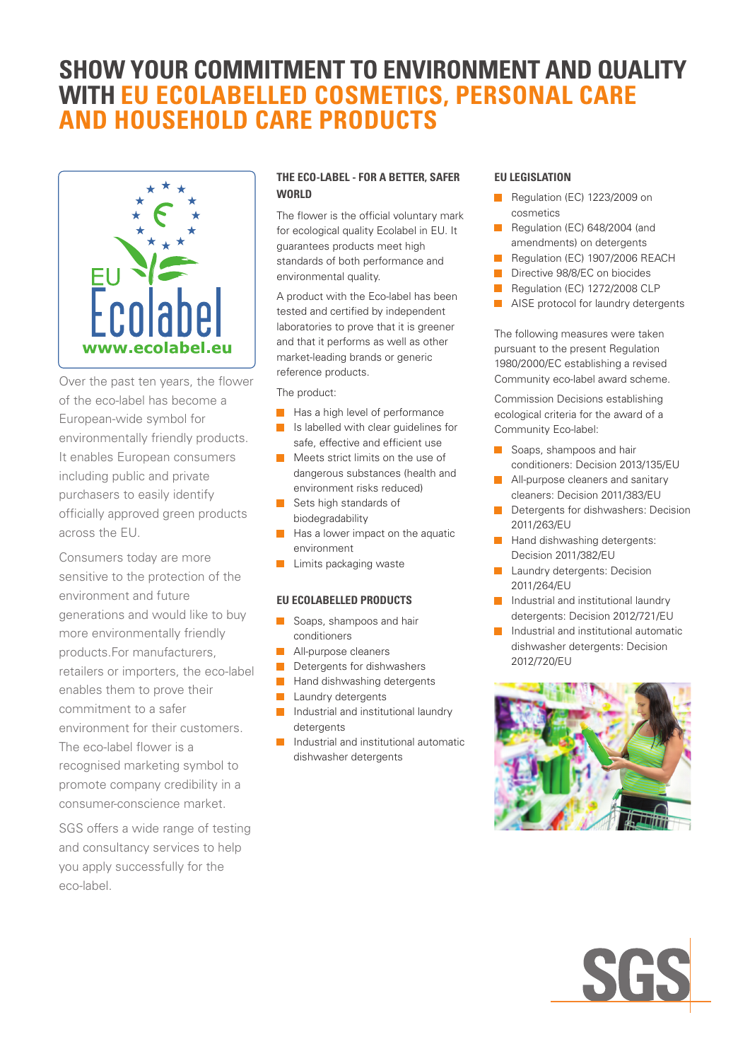# SHOW YOUR COMMITMENT TO ENVIRONMENT AND QUALITY WITH EU ECOLABELLED COSMETICS, PERSONAL CARE AND HOUSEHOLD CARE PRODUCTS

Over the past ten years, the flower of the eco-label has become a European-wide symbol for environmentally friendly products. It enables European consumers including public and private purchasers to easily identify officially approved green products across the EU.

Consumers today are more sensitive to the protection of the environment and future generations and would like to buy more environmentally friendly products.For manufacturers, retailers or importers, the eco-label enables them to prove their commitment to a safer environment for their customers. The eco-label flower is a recognised marketing symbol to promote company credibility in a consumer-conscience market.

SGS offers a wide range of testing and consultancy services to help you apply successfully for the eco-label.

### THE ECO-LABEL - FOR A BETTER, SAFER WORLD

The flower is the official voluntary mark for ecological quality Ecolabel in EU. It guarantees products meet high standards of both performance and environmental quality.

A product with the Eco-label has been tested and certified by independent laboratories to prove that it is greener and that it performs as well as other market-leading brands or generic reference products.

The product:

- Has a high level of performance
- Is labelled with clear guidelines for safe, effective and efficient use
- Meets strict limits on the use of dangerous substances (health and environment risks reduced)
- Sets high standards of biodegradability
- Has a lower impact on the aquatic environment
- Limits packaging waste

### EU ECOLABELLED PRODUCTS

- Soaps, shampoos and hair conditioners
- All-purpose cleaners
- Detergents for dishwashers
- Hand dishwashing detergents
- Laundry detergents
- Industrial and institutional laundry detergents
- Industrial and institutional automatic dishwasher detergents

### EU LEGISLATION

- Regulation (EC) 1223/2009 on cosmetics
- Regulation (EC) 648/2004 (and amendments) on detergents
- Regulation (EC) 1907/2006 REACH
- Directive 98/8/EC on biocides
- Regulation (EC) 1272/2008 CLP
- AISE protocol for laundry detergents

The following measures were taken pursuant to the present Regulation 1980/2000/EC establishing a revised Community eco-label award scheme.

Commission Decisions establishing ecological criteria for the award of a Community Eco-label:

- Soaps, shampoos and hair conditioners: Decision 2013/135/EU
- All-purpose cleaners and sanitary cleaners: Decision 2011/383/EU
- Detergents for dishwashers: Decision 2011/263/EU
- Hand dishwashing detergents: Decision 2011/382/EU
- Laundry detergents: Decision 2011/264/EU
- Industrial and institutional laundry detergents: Decision 2012/721/EU
- Industrial and institutional automatic dishwasher detergents: Decision 2012/720/EU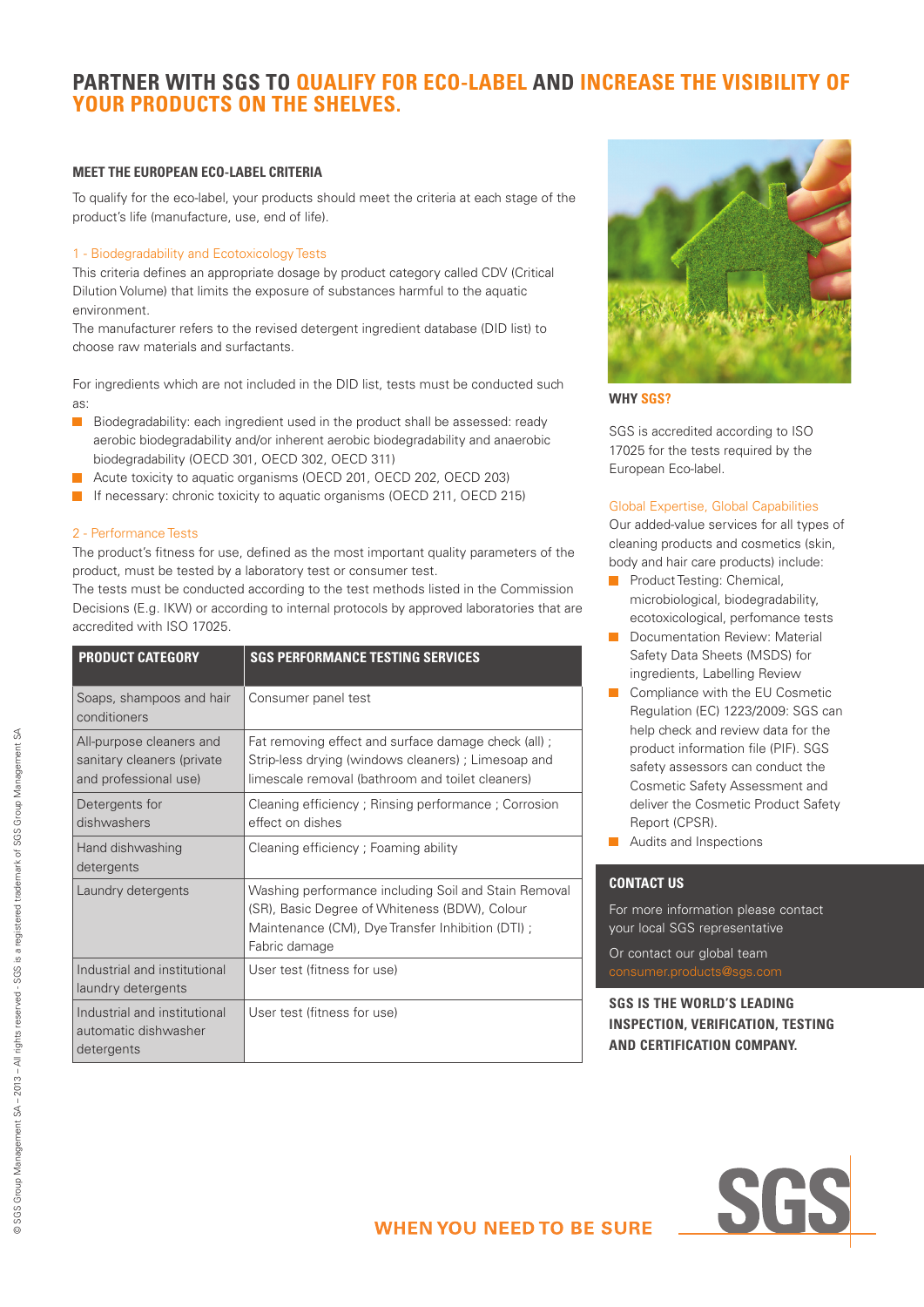# PARTNER WITH SGS TO QUALIFY FOR ECO-LABEL AND INCREASE THE VISIBILITY OF YOUR PRODUCTS ON THE SHELVES.

## MEET THE EUROPEAN ECO-LABEL CRITERIA

To qualify for the eco-label, your products should meet the criteria at each stage of the product's life (manufacture, use, end of life).

### 1 - Biodegradability and Ecotoxicology Tests

This criteria defines an appropriate dosage by product category called CDV (Critical Dilution Volume) that limits the exposure of substances harmful to the aquatic environment.
The manufacturer refers to the revised detergent ingredient database (DID list) to choose raw materials and surfactants.

For ingredients which are not included in the DID list, tests must be conducted such as:

- Biodegradability: each ingredient used in the product shall be assessed: ready aerobic biodegradability and/or inherent aerobic biodegradability and anaerobic biodegradability (OECD 301, OECD 302, OECD 311)
- Acute toxicity to aquatic organisms (OECD 201, OECD 202, OECD 203)
- If necessary: chronic toxicity to aquatic organisms (OECD 211, OECD 215)

### 2 - Performance Tests

The product's fitness for use, defined as the most important quality parameters of the product, must be tested by a laboratory test or consumer test.
The tests must be conducted according to the test methods listed in the Commission Decisions (E.g. IKW) or according to internal protocols by approved laboratories that are accredited with ISO 17025.

| PRODUCT CATEGORY | SGS PERFORMANCE TESTING SERVICES |
|---|---|
| Soaps, shampoos and hair conditioners | Consumer panel test |
| All-purpose cleaners and sanitary cleaners (private and professional use) | Fat removing effect and surface damage check (all) ; Strip-less drying (windows cleaners) ; Limesoap and limescale removal (bathroom and toilet cleaners) |
| Detergents for dishwashers | Cleaning efficiency ; Rinsing performance ; Corrosion effect on dishes |
| Hand dishwashing detergents | Cleaning efficiency ; Foaming ability |
| Laundry detergents | Washing performance including Soil and Stain Removal (SR), Basic Degree of Whiteness (BDW), Colour Maintenance (CM), Dye Transfer Inhibition (DTI) ; Fabric damage |
| Industrial and institutional laundry detergents | User test (fitness for use) |
| Industrial and institutional automatic dishwasher detergents | User test (fitness for use) |

## WHY SGS?

SGS is accredited according to ISO 17025 for the tests required by the European Eco-label.

### Global Expertise, Global Capabilities

Our added-value services for all types of cleaning products and cosmetics (skin, body and hair care products) include:

- Product Testing: Chemical, microbiological, biodegradability, ecotoxicological, perfomance tests
- Documentation Review: Material Safety Data Sheets (MSDS) for ingredients, Labelling Review
- Compliance with the EU Cosmetic Regulation (EC) 1223/2009: SGS can help check and review data for the product information file (PIF). SGS safety assessors can conduct the Cosmetic Safety Assessment and deliver the Cosmetic Product Safety Report (CPSR).
- Audits and Inspections

## CONTACT US

For more information please contact your local SGS representative

Or contact our global team
consumer.products@sgs.com

**SGS IS THE WORLD'S LEADING INSPECTION, VERIFICATION, TESTING AND CERTIFICATION COMPANY.**

WHEN YOU NEED TO BE SURE

SGS

© SGS Group Management SA – 2013 – All rights reserved - SGS is a registered trademark of SGS Group Management SA